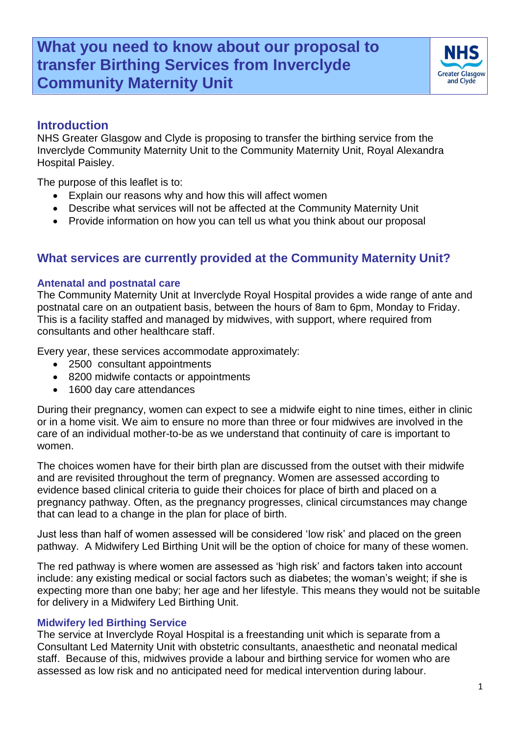# What you need to know about our proposal to transfer Birthing Services from Inverclyde Community Maternity Unit

NHS Greater Glasgow and Clyde

## Introduction

NHS Greater Glasgow and Clyde is proposing to transfer the birthing service from the Inverclyde Community Maternity Unit to the Community Maternity Unit, Royal Alexandra Hospital Paisley.

The purpose of this leaflet is to:

- Explain our reasons why and how this will affect women
- Describe what services will not be affected at the Community Maternity Unit
- Provide information on how you can tell us what you think about our proposal

## What services are currently provided at the Community Maternity Unit?

### Antenatal and postnatal care

The Community Maternity Unit at Inverclyde Royal Hospital provides a wide range of ante and postnatal care on an outpatient basis, between the hours of 8am to 6pm, Monday to Friday. This is a facility staffed and managed by midwives, with support, where required from consultants and other healthcare staff.

Every year, these services accommodate approximately:

- 2500 consultant appointments
- 8200 midwife contacts or appointments
- 1600 day care attendances

During their pregnancy, women can expect to see a midwife eight to nine times, either in clinic or in a home visit. We aim to ensure no more than three or four midwives are involved in the care of an individual mother-to-be as we understand that continuity of care is important to women.

The choices women have for their birth plan are discussed from the outset with their midwife and are revisited throughout the term of pregnancy. Women are assessed according to evidence based clinical criteria to guide their choices for place of birth and placed on a pregnancy pathway. Often, as the pregnancy progresses, clinical circumstances may change that can lead to a change in the plan for place of birth.

Just less than half of women assessed will be considered 'low risk' and placed on the green pathway. A Midwifery Led Birthing Unit will be the option of choice for many of these women.

The red pathway is where women are assessed as 'high risk' and factors taken into account include: any existing medical or social factors such as diabetes; the woman's weight; if she is expecting more than one baby; her age and her lifestyle. This means they would not be suitable for delivery in a Midwifery Led Birthing Unit.

### Midwifery led Birthing Service

The service at Inverclyde Royal Hospital is a freestanding unit which is separate from a Consultant Led Maternity Unit with obstetric consultants, anaesthetic and neonatal medical staff. Because of this, midwives provide a labour and birthing service for women who are assessed as low risk and no anticipated need for medical intervention during labour.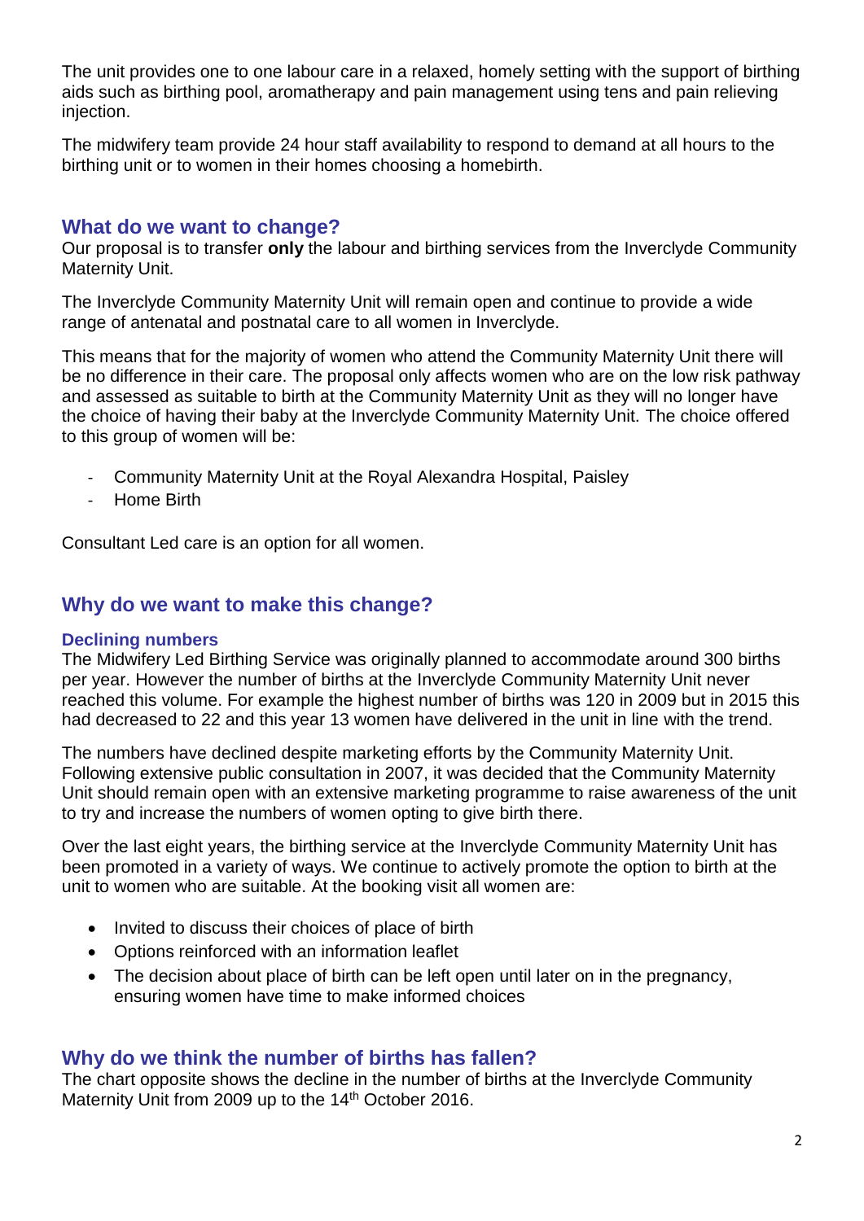The unit provides one to one labour care in a relaxed, homely setting with the support of birthing aids such as birthing pool, aromatherapy and pain management using tens and pain relieving injection.

The midwifery team provide 24 hour staff availability to respond to demand at all hours to the birthing unit or to women in their homes choosing a homebirth.

## What do we want to change?

Our proposal is to transfer **only** the labour and birthing services from the Inverclyde Community Maternity Unit.

The Inverclyde Community Maternity Unit will remain open and continue to provide a wide range of antenatal and postnatal care to all women in Inverclyde.

This means that for the majority of women who attend the Community Maternity Unit there will be no difference in their care. The proposal only affects women who are on the low risk pathway and assessed as suitable to birth at the Community Maternity Unit as they will no longer have the choice of having their baby at the Inverclyde Community Maternity Unit. The choice offered to this group of women will be:

- Community Maternity Unit at the Royal Alexandra Hospital, Paisley
- Home Birth

Consultant Led care is an option for all women.

## Why do we want to make this change?

### Declining numbers

The Midwifery Led Birthing Service was originally planned to accommodate around 300 births per year. However the number of births at the Inverclyde Community Maternity Unit never reached this volume. For example the highest number of births was 120 in 2009 but in 2015 this had decreased to 22 and this year 13 women have delivered in the unit in line with the trend.

The numbers have declined despite marketing efforts by the Community Maternity Unit. Following extensive public consultation in 2007, it was decided that the Community Maternity Unit should remain open with an extensive marketing programme to raise awareness of the unit to try and increase the numbers of women opting to give birth there.

Over the last eight years, the birthing service at the Inverclyde Community Maternity Unit has been promoted in a variety of ways. We continue to actively promote the option to birth at the unit to women who are suitable. At the booking visit all women are:

- Invited to discuss their choices of place of birth
- Options reinforced with an information leaflet
- The decision about place of birth can be left open until later on in the pregnancy, ensuring women have time to make informed choices

## Why do we think the number of births has fallen?

The chart opposite shows the decline in the number of births at the Inverclyde Community Maternity Unit from 2009 up to the 14th October 2016.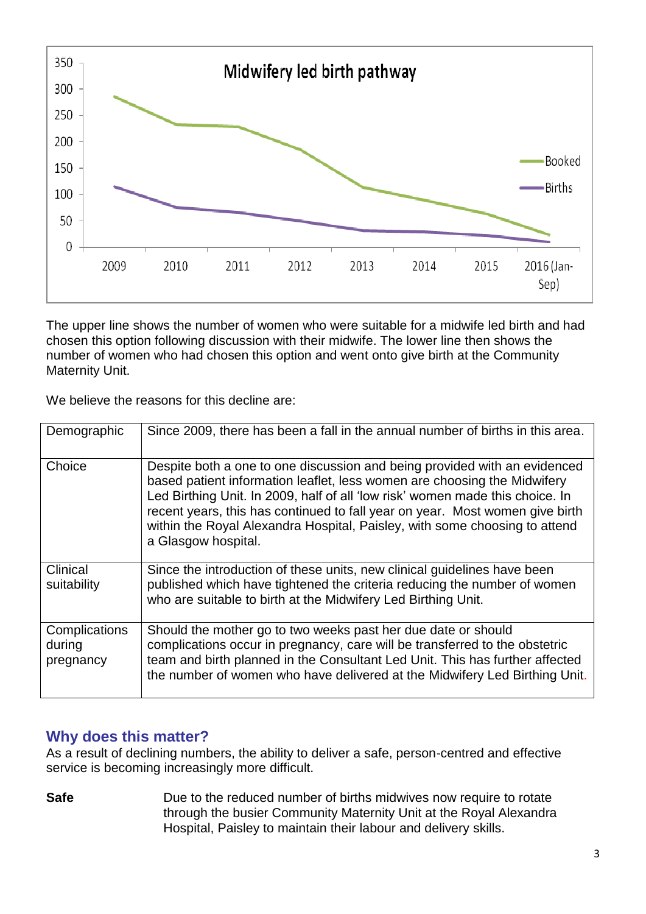The upper line shows the number of women who were suitable for a midwife led birth and had chosen this option following discussion with their midwife. The lower line then shows the number of women who had chosen this option and went onto give birth at the Community Maternity Unit.

We believe the reasons for this decline are:

| Demographic | Since 2009, there has been a fall in the annual number of births in this area. |
|---|---|
| Choice | Despite both a one to one discussion and being provided with an evidenced based patient information leaflet, less women are choosing the Midwifery Led Birthing Unit. In 2009, half of all 'low risk' women made this choice. In recent years, this has continued to fall year on year. Most women give birth within the Royal Alexandra Hospital, Paisley, with some choosing to attend a Glasgow hospital. |
| Clinical suitability | Since the introduction of these units, new clinical guidelines have been published which have tightened the criteria reducing the number of women who are suitable to birth at the Midwifery Led Birthing Unit. |
| Complications during pregnancy | Should the mother go to two weeks past her due date or should complications occur in pregnancy, care will be transferred to the obstetric team and birth planned in the Consultant Led Unit. This has further affected the number of women who have delivered at the Midwifery Led Birthing Unit. |

## Why does this matter?

As a result of declining numbers, the ability to deliver a safe, person-centred and effective service is becoming increasingly more difficult.

**Safe** Due to the reduced number of births midwives now require to rotate through the busier Community Maternity Unit at the Royal Alexandra Hospital, Paisley to maintain their labour and delivery skills.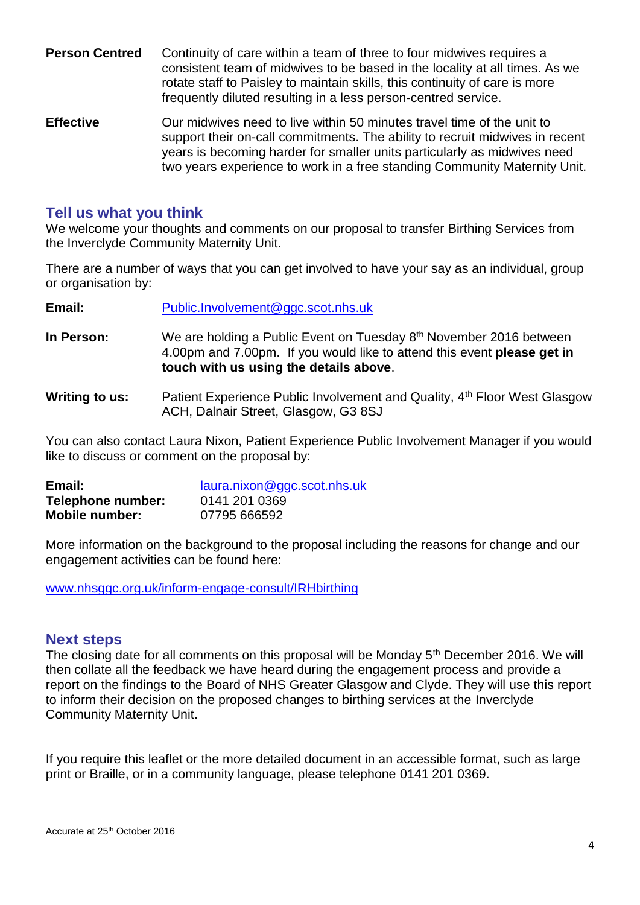**Person Centred** Continuity of care within a team of three to four midwives requires a consistent team of midwives to be based in the locality at all times. As we rotate staff to Paisley to maintain skills, this continuity of care is more frequently diluted resulting in a less person-centred service.

**Effective** Our midwives need to live within 50 minutes travel time of the unit to support their on-call commitments. The ability to recruit midwives in recent years is becoming harder for smaller units particularly as midwives need two years experience to work in a free standing Community Maternity Unit.

## Tell us what you think

We welcome your thoughts and comments on our proposal to transfer Birthing Services from the Inverclyde Community Maternity Unit.

There are a number of ways that you can get involved to have your say as an individual, group or organisation by:

**Email:** Public.Involvement@ggc.scot.nhs.uk

**In Person:** We are holding a Public Event on Tuesday 8th November 2016 between 4.00pm and 7.00pm. If you would like to attend this event **please get in touch with us using the details above**.

**Writing to us:** Patient Experience Public Involvement and Quality, 4th Floor West Glasgow ACH, Dalnair Street, Glasgow, G3 8SJ

You can also contact Laura Nixon, Patient Experience Public Involvement Manager if you would like to discuss or comment on the proposal by:

**Email:** laura.nixon@ggc.scot.nhs.uk
**Telephone number:** 0141 201 0369
**Mobile number:** 07795 666592

More information on the background to the proposal including the reasons for change and our engagement activities can be found here:

www.nhsggc.org.uk/inform-engage-consult/IRHbirthing

## Next steps

The closing date for all comments on this proposal will be Monday 5th December 2016. We will then collate all the feedback we have heard during the engagement process and provide a report on the findings to the Board of NHS Greater Glasgow and Clyde. They will use this report to inform their decision on the proposed changes to birthing services at the Inverclyde Community Maternity Unit.

If you require this leaflet or the more detailed document in an accessible format, such as large print or Braille, or in a community language, please telephone 0141 201 0369.

Accurate at 25th October 2016